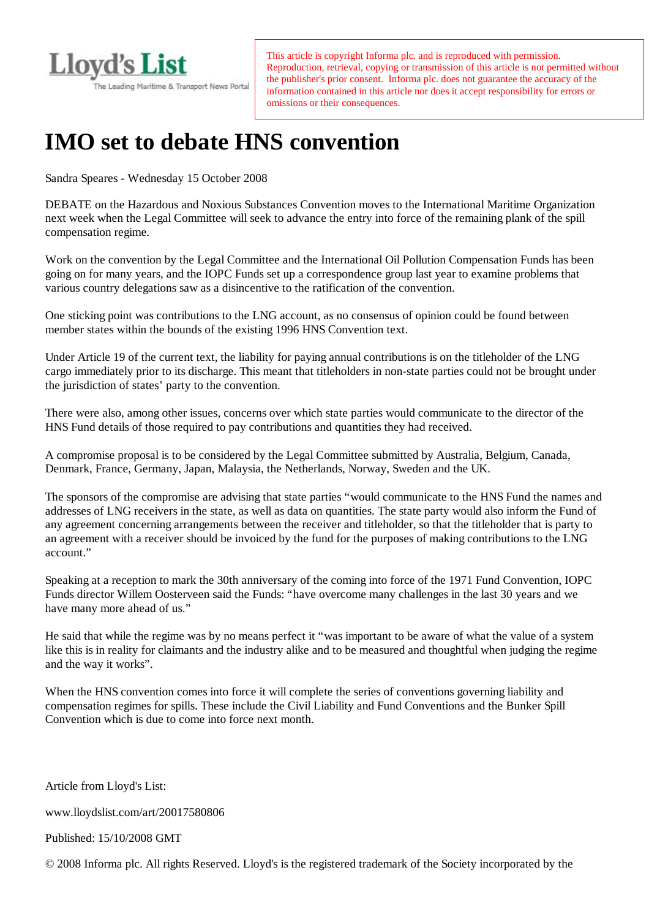Lloyd's List

The Leading Maritime & Transport News Portal

This article is copyright Informa plc. and is reproduced with permission. Reproduction, retrieval, copying or transmission of this article is not permitted without the publisher's prior consent. Informa plc. does not guarantee the accuracy of the information contained in this article nor does it accept responsibility for errors or omissions or their consequences.

# IMO set to debate HNS convention

Sandra Speares - Wednesday 15 October 2008

DEBATE on the Hazardous and Noxious Substances Convention moves to the International Maritime Organization next week when the Legal Committee will seek to advance the entry into force of the remaining plank of the spill compensation regime.

Work on the convention by the Legal Committee and the International Oil Pollution Compensation Funds has been going on for many years, and the IOPC Funds set up a correspondence group last year to examine problems that various country delegations saw as a disincentive to the ratification of the convention.

One sticking point was contributions to the LNG account, as no consensus of opinion could be found between member states within the bounds of the existing 1996 HNS Convention text.

Under Article 19 of the current text, the liability for paying annual contributions is on the titleholder of the LNG cargo immediately prior to its discharge. This meant that titleholders in non-state parties could not be brought under the jurisdiction of states' party to the convention.

There were also, among other issues, concerns over which state parties would communicate to the director of the HNS Fund details of those required to pay contributions and quantities they had received.

A compromise proposal is to be considered by the Legal Committee submitted by Australia, Belgium, Canada, Denmark, France, Germany, Japan, Malaysia, the Netherlands, Norway, Sweden and the UK.

The sponsors of the compromise are advising that state parties "would communicate to the HNS Fund the names and addresses of LNG receivers in the state, as well as data on quantities. The state party would also inform the Fund of any agreement concerning arrangements between the receiver and titleholder, so that the titleholder that is party to an agreement with a receiver should be invoiced by the fund for the purposes of making contributions to the LNG account."

Speaking at a reception to mark the 30th anniversary of the coming into force of the 1971 Fund Convention, IOPC Funds director Willem Oosterveen said the Funds: "have overcome many challenges in the last 30 years and we have many more ahead of us."

He said that while the regime was by no means perfect it "was important to be aware of what the value of a system like this is in reality for claimants and the industry alike and to be measured and thoughtful when judging the regime and the way it works".

When the HNS convention comes into force it will complete the series of conventions governing liability and compensation regimes for spills. These include the Civil Liability and Fund Conventions and the Bunker Spill Convention which is due to come into force next month.

Article from Lloyd's List:

www.lloydslist.com/art/20017580806

Published: 15/10/2008 GMT

© 2008 Informa plc. All rights Reserved. Lloyd's is the registered trademark of the Society incorporated by the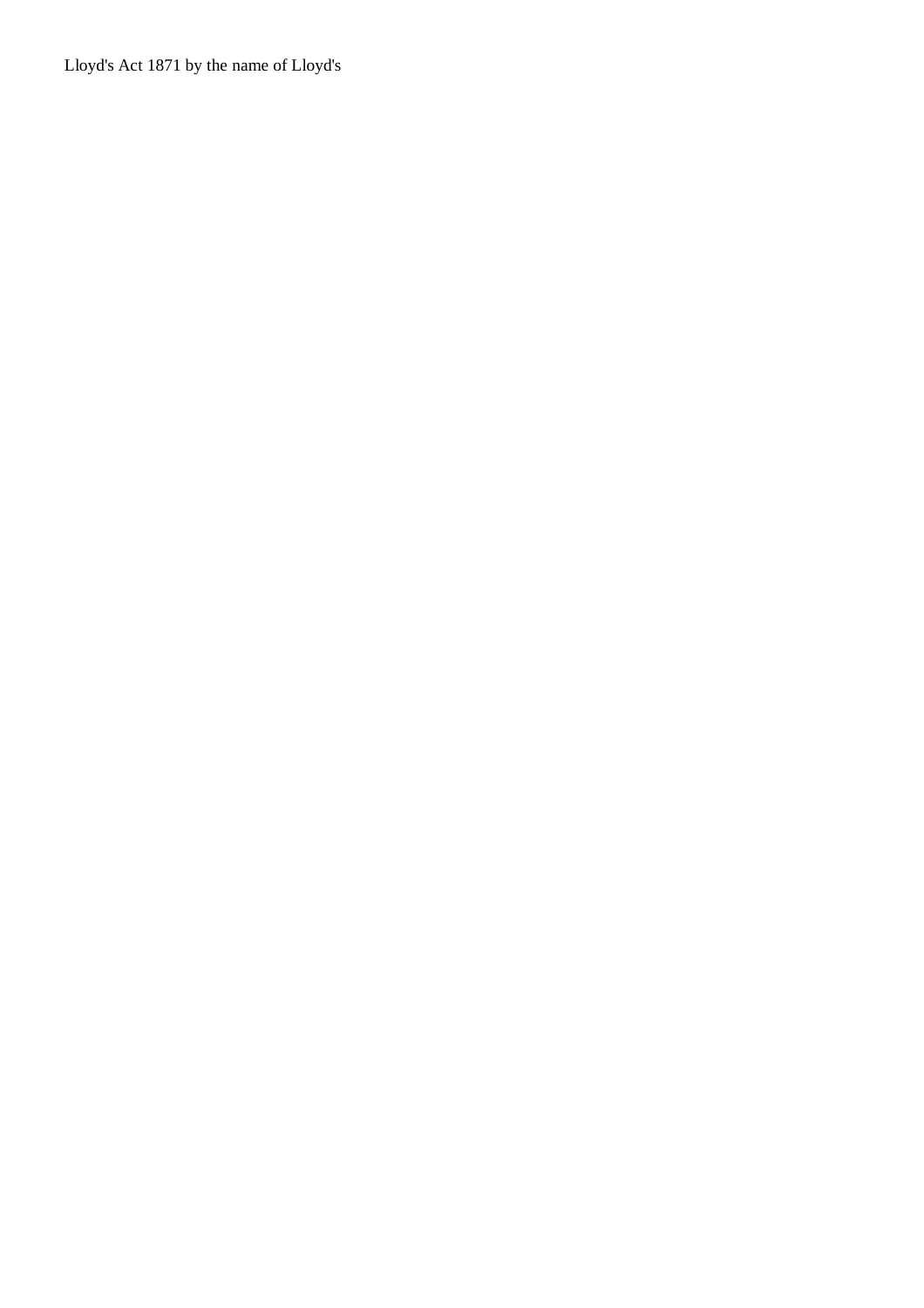Lloyd's Act 1871 by the name of Lloyd's